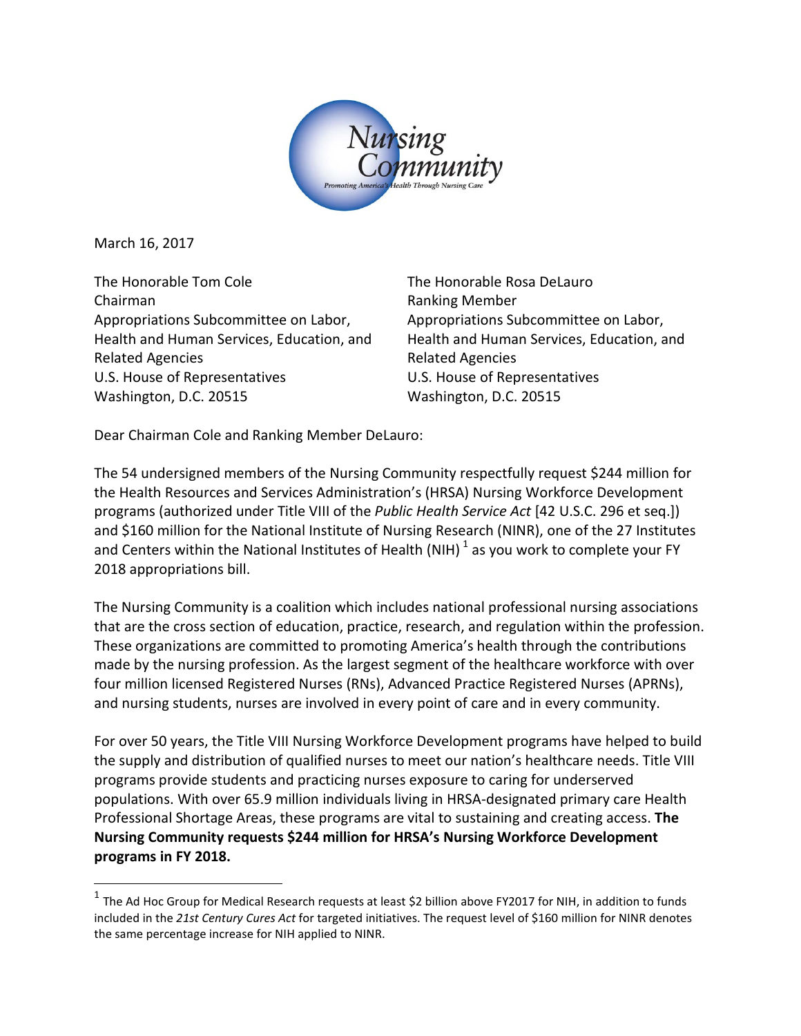March 16, 2017

The Honorable Tom Cole
Chairman
Appropriations Subcommittee on Labor, Health and Human Services, Education, and Related Agencies
U.S. House of Representatives
Washington, D.C. 20515

The Honorable Rosa DeLauro
Ranking Member
Appropriations Subcommittee on Labor, Health and Human Services, Education, and Related Agencies
U.S. House of Representatives
Washington, D.C. 20515

Dear Chairman Cole and Ranking Member DeLauro:

The 54 undersigned members of the Nursing Community respectfully request $244 million for the Health Resources and Services Administration's (HRSA) Nursing Workforce Development programs (authorized under Title VIII of the *Public Health Service Act* [42 U.S.C. 296 et seq.]) and $160 million for the National Institute of Nursing Research (NINR), one of the 27 Institutes and Centers within the National Institutes of Health (NIH) [1] as you work to complete your FY 2018 appropriations bill.

The Nursing Community is a coalition which includes national professional nursing associations that are the cross section of education, practice, research, and regulation within the profession. These organizations are committed to promoting America's health through the contributions made by the nursing profession. As the largest segment of the healthcare workforce with over four million licensed Registered Nurses (RNs), Advanced Practice Registered Nurses (APRNs), and nursing students, nurses are involved in every point of care and in every community.

For over 50 years, the Title VIII Nursing Workforce Development programs have helped to build the supply and distribution of qualified nurses to meet our nation's healthcare needs. Title VIII programs provide students and practicing nurses exposure to caring for underserved populations. With over 65.9 million individuals living in HRSA-designated primary care Health Professional Shortage Areas, these programs are vital to sustaining and creating access. **The Nursing Community requests $244 million for HRSA's Nursing Workforce Development programs in FY 2018.**

[1] The Ad Hoc Group for Medical Research requests at least $2 billion above FY2017 for NIH, in addition to funds included in the *21st Century Cures Act* for targeted initiatives. The request level of $160 million for NINR denotes the same percentage increase for NIH applied to NINR.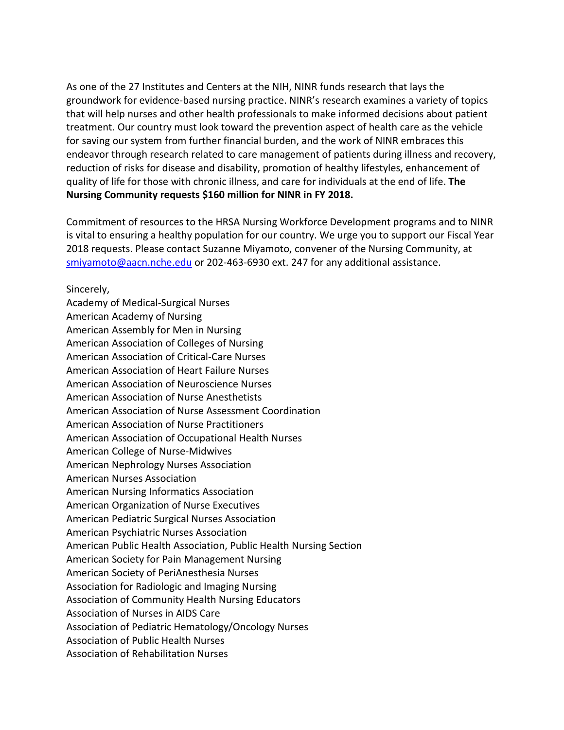As one of the 27 Institutes and Centers at the NIH, NINR funds research that lays the groundwork for evidence-based nursing practice. NINR's research examines a variety of topics that will help nurses and other health professionals to make informed decisions about patient treatment. Our country must look toward the prevention aspect of health care as the vehicle for saving our system from further financial burden, and the work of NINR embraces this endeavor through research related to care management of patients during illness and recovery, reduction of risks for disease and disability, promotion of healthy lifestyles, enhancement of quality of life for those with chronic illness, and care for individuals at the end of life. **The Nursing Community requests $160 million for NINR in FY 2018.**

Commitment of resources to the HRSA Nursing Workforce Development programs and to NINR is vital to ensuring a healthy population for our country. We urge you to support our Fiscal Year 2018 requests. Please contact Suzanne Miyamoto, convener of the Nursing Community, at smiyamoto@aacn.nche.edu or 202-463-6930 ext. 247 for any additional assistance.

Sincerely,
Academy of Medical-Surgical Nurses
American Academy of Nursing
American Assembly for Men in Nursing
American Association of Colleges of Nursing
American Association of Critical-Care Nurses
American Association of Heart Failure Nurses
American Association of Neuroscience Nurses
American Association of Nurse Anesthetists
American Association of Nurse Assessment Coordination
American Association of Nurse Practitioners
American Association of Occupational Health Nurses
American College of Nurse-Midwives
American Nephrology Nurses Association
American Nurses Association
American Nursing Informatics Association
American Organization of Nurse Executives
American Pediatric Surgical Nurses Association
American Psychiatric Nurses Association
American Public Health Association, Public Health Nursing Section
American Society for Pain Management Nursing
American Society of PeriAnesthesia Nurses
Association for Radiologic and Imaging Nursing
Association of Community Health Nursing Educators
Association of Nurses in AIDS Care
Association of Pediatric Hematology/Oncology Nurses
Association of Public Health Nurses
Association of Rehabilitation Nurses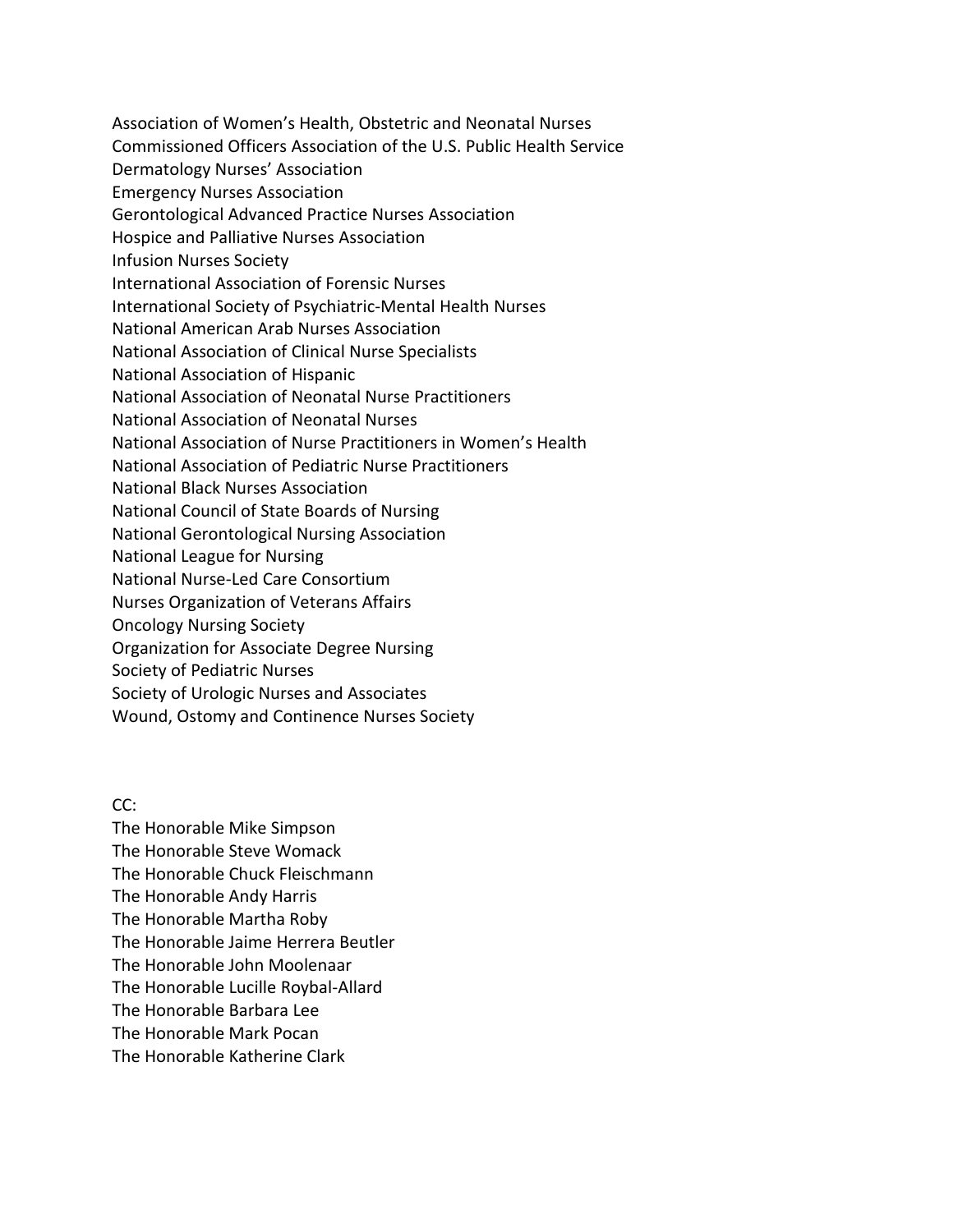Association of Women's Health, Obstetric and Neonatal Nurses
Commissioned Officers Association of the U.S. Public Health Service
Dermatology Nurses' Association
Emergency Nurses Association
Gerontological Advanced Practice Nurses Association
Hospice and Palliative Nurses Association
Infusion Nurses Society
International Association of Forensic Nurses
International Society of Psychiatric-Mental Health Nurses
National American Arab Nurses Association
National Association of Clinical Nurse Specialists
National Association of Hispanic
National Association of Neonatal Nurse Practitioners
National Association of Neonatal Nurses
National Association of Nurse Practitioners in Women's Health
National Association of Pediatric Nurse Practitioners
National Black Nurses Association
National Council of State Boards of Nursing
National Gerontological Nursing Association
National League for Nursing
National Nurse-Led Care Consortium
Nurses Organization of Veterans Affairs
Oncology Nursing Society
Organization for Associate Degree Nursing
Society of Pediatric Nurses
Society of Urologic Nurses and Associates
Wound, Ostomy and Continence Nurses Society

CC:
The Honorable Mike Simpson
The Honorable Steve Womack
The Honorable Chuck Fleischmann
The Honorable Andy Harris
The Honorable Martha Roby
The Honorable Jaime Herrera Beutler
The Honorable John Moolenaar
The Honorable Lucille Roybal-Allard
The Honorable Barbara Lee
The Honorable Mark Pocan
The Honorable Katherine Clark